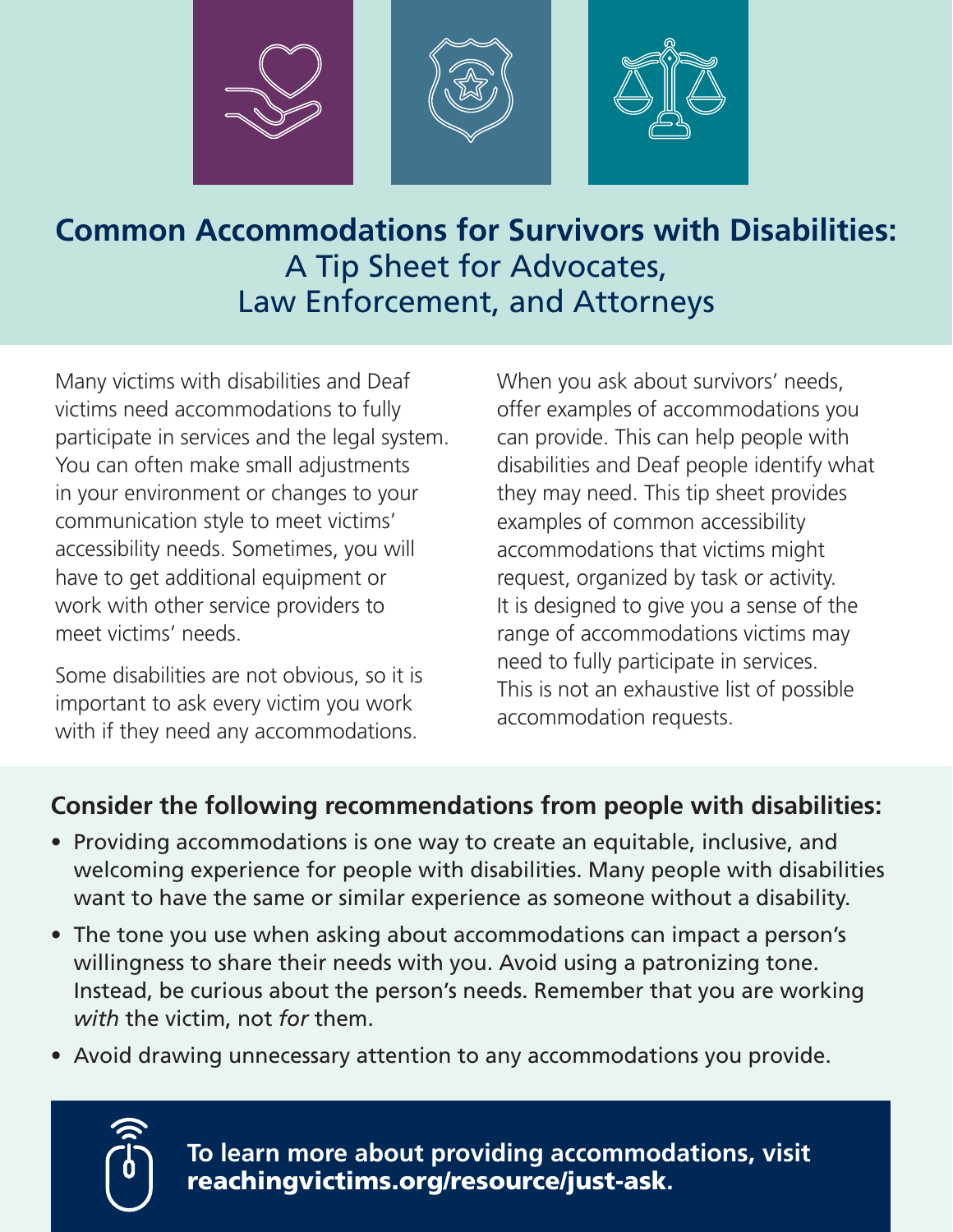# Common Accommodations for Survivors with Disabilities: A Tip Sheet for Advocates, Law Enforcement, and Attorneys

Many victims with disabilities and Deaf victims need accommodations to fully participate in services and the legal system. You can often make small adjustments in your environment or changes to your communication style to meet victims' accessibility needs. Sometimes, you will have to get additional equipment or work with other service providers to meet victims' needs.

Some disabilities are not obvious, so it is important to ask every victim you work with if they need any accommodations.

When you ask about survivors' needs, offer examples of accommodations you can provide. This can help people with disabilities and Deaf people identify what they may need. This tip sheet provides examples of common accessibility accommodations that victims might request, organized by task or activity. It is designed to give you a sense of the range of accommodations victims may need to fully participate in services. This is not an exhaustive list of possible accommodation requests.

**Consider the following recommendations from people with disabilities:**

- Providing accommodations is one way to create an equitable, inclusive, and welcoming experience for people with disabilities. Many people with disabilities want to have the same or similar experience as someone without a disability.
- The tone you use when asking about accommodations can impact a person's willingness to share their needs with you. Avoid using a patronizing tone. Instead, be curious about the person's needs. Remember that you are working *with* the victim, not *for* them.
- Avoid drawing unnecessary attention to any accommodations you provide.

**To learn more about providing accommodations, visit reachingvictims.org/resource/just-ask.**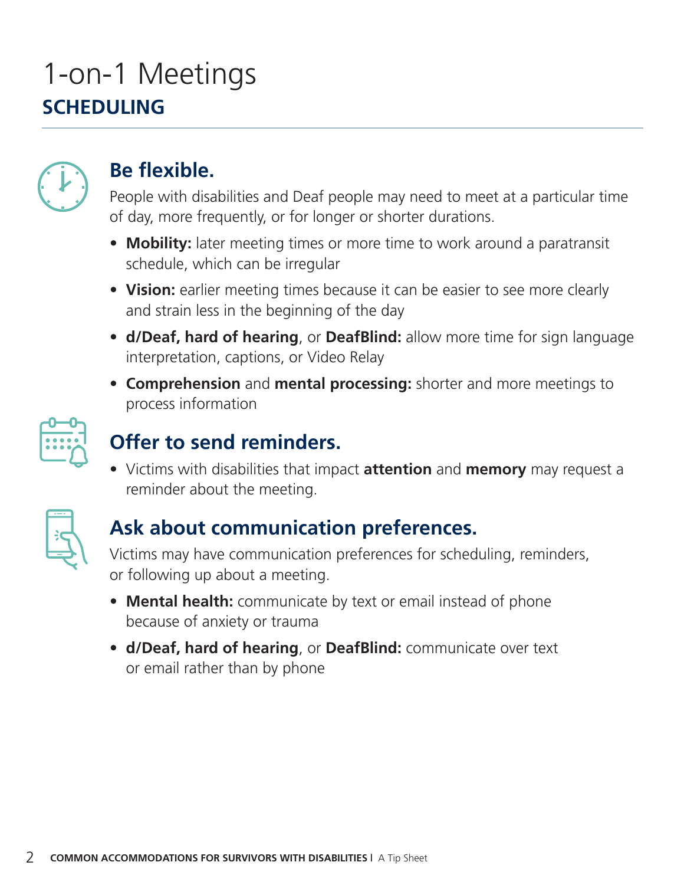# 1-on-1 Meetings

## SCHEDULING

### Be flexible.

People with disabilities and Deaf people may need to meet at a particular time of day, more frequently, or for longer or shorter durations.

- **Mobility:** later meeting times or more time to work around a paratransit schedule, which can be irregular
- **Vision:** earlier meeting times because it can be easier to see more clearly and strain less in the beginning of the day
- **d/Deaf, hard of hearing**, or **DeafBlind:** allow more time for sign language interpretation, captions, or Video Relay
- **Comprehension** and **mental processing:** shorter and more meetings to process information

### Offer to send reminders.

- Victims with disabilities that impact **attention** and **memory** may request a reminder about the meeting.

### Ask about communication preferences.

Victims may have communication preferences for scheduling, reminders, or following up about a meeting.

- **Mental health:** communicate by text or email instead of phone because of anxiety or trauma
- **d/Deaf, hard of hearing**, or **DeafBlind:** communicate over text or email rather than by phone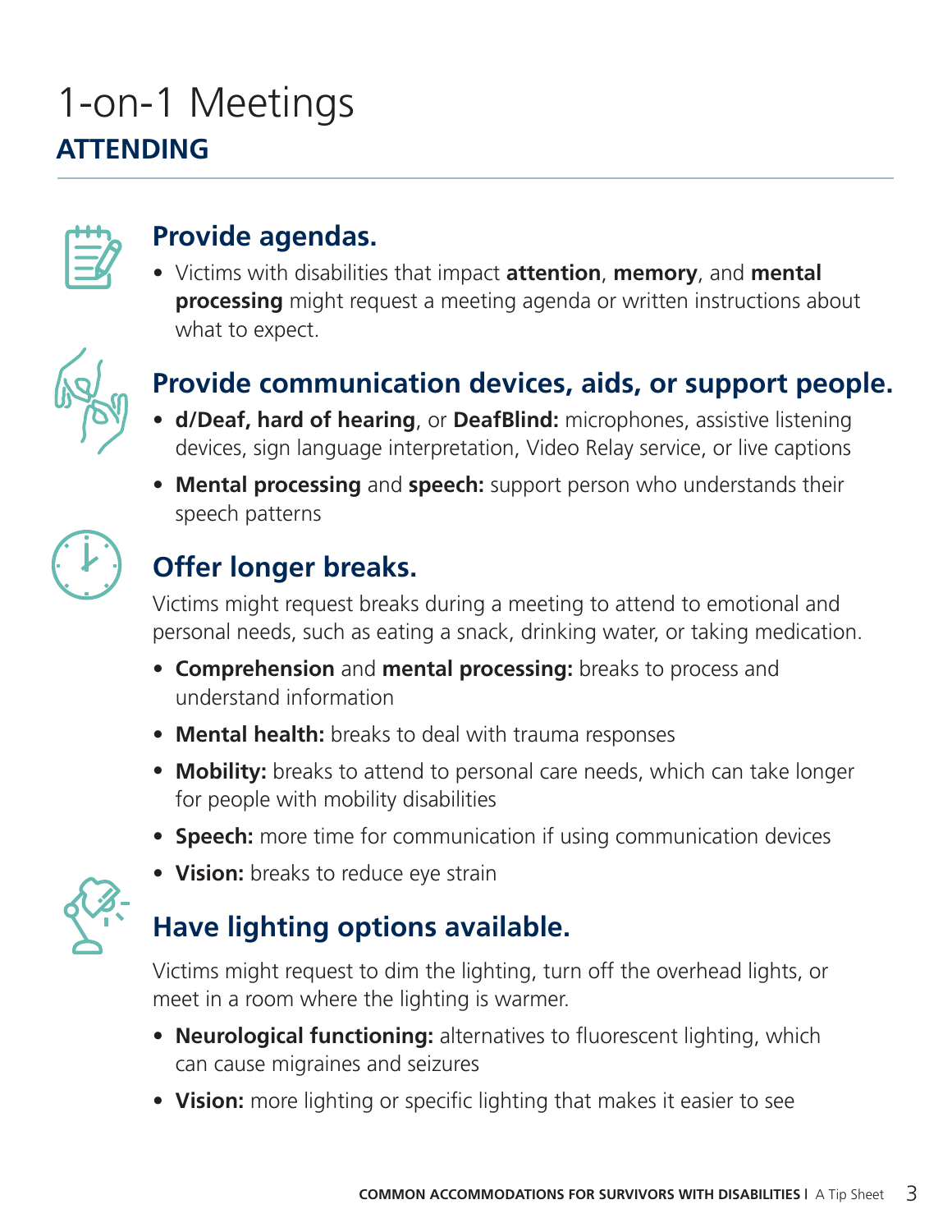# 1-on-1 Meetings

## ATTENDING

### Provide agendas.

- Victims with disabilities that impact **attention**, **memory**, and **mental processing** might request a meeting agenda or written instructions about what to expect.

### Provide communication devices, aids, or support people.

- **d/Deaf, hard of hearing**, or **DeafBlind:** microphones, assistive listening devices, sign language interpretation, Video Relay service, or live captions
- **Mental processing** and **speech:** support person who understands their speech patterns

### Offer longer breaks.

Victims might request breaks during a meeting to attend to emotional and personal needs, such as eating a snack, drinking water, or taking medication.

- **Comprehension** and **mental processing:** breaks to process and understand information
- **Mental health:** breaks to deal with trauma responses
- **Mobility:** breaks to attend to personal care needs, which can take longer for people with mobility disabilities
- **Speech:** more time for communication if using communication devices
- **Vision:** breaks to reduce eye strain

### Have lighting options available.

Victims might request to dim the lighting, turn off the overhead lights, or meet in a room where the lighting is warmer.

- **Neurological functioning:** alternatives to fluorescent lighting, which can cause migraines and seizures
- **Vision:** more lighting or specific lighting that makes it easier to see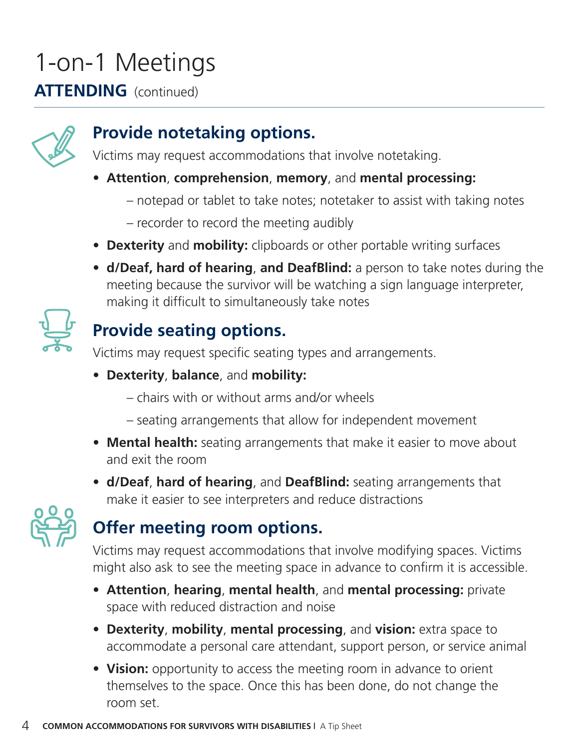# 1-on-1 Meetings

## ATTENDING (continued)

### Provide notetaking options.

Victims may request accommodations that involve notetaking.

- **Attention**, **comprehension**, **memory**, and **mental processing:**
  - notepad or tablet to take notes; notetaker to assist with taking notes
  - recorder to record the meeting audibly
- **Dexterity** and **mobility:** clipboards or other portable writing surfaces
- **d/Deaf, hard of hearing**, **and DeafBlind:** a person to take notes during the meeting because the survivor will be watching a sign language interpreter, making it difficult to simultaneously take notes

### Provide seating options.

Victims may request specific seating types and arrangements.

- **Dexterity**, **balance**, and **mobility:**
  - chairs with or without arms and/or wheels
  - seating arrangements that allow for independent movement
- **Mental health:** seating arrangements that make it easier to move about and exit the room
- **d/Deaf**, **hard of hearing**, and **DeafBlind:** seating arrangements that make it easier to see interpreters and reduce distractions

### Offer meeting room options.

Victims may request accommodations that involve modifying spaces. Victims might also ask to see the meeting space in advance to confirm it is accessible.

- **Attention**, **hearing**, **mental health**, and **mental processing:** private space with reduced distraction and noise
- **Dexterity**, **mobility**, **mental processing**, and **vision:** extra space to accommodate a personal care attendant, support person, or service animal
- **Vision:** opportunity to access the meeting room in advance to orient themselves to the space. Once this has been done, do not change the room set.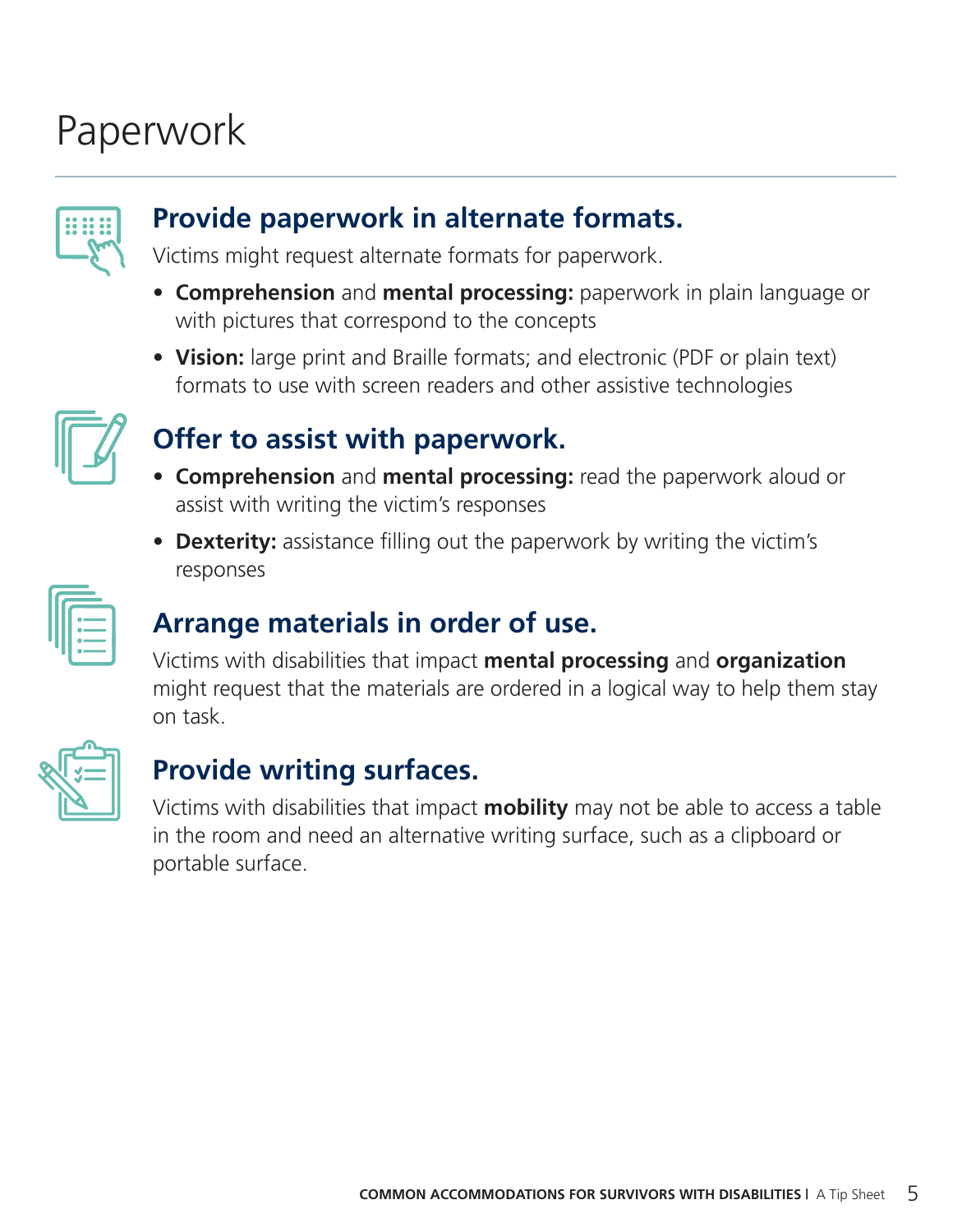# Paperwork

## Provide paperwork in alternate formats.

Victims might request alternate formats for paperwork.

- **Comprehension** and **mental processing:** paperwork in plain language or with pictures that correspond to the concepts
- **Vision:** large print and Braille formats; and electronic (PDF or plain text) formats to use with screen readers and other assistive technologies

## Offer to assist with paperwork.

- **Comprehension** and **mental processing:** read the paperwork aloud or assist with writing the victim's responses
- **Dexterity:** assistance filling out the paperwork by writing the victim's responses

## Arrange materials in order of use.

Victims with disabilities that impact **mental processing** and **organization** might request that the materials are ordered in a logical way to help them stay on task.

## Provide writing surfaces.

Victims with disabilities that impact **mobility** may not be able to access a table in the room and need an alternative writing surface, such as a clipboard or portable surface.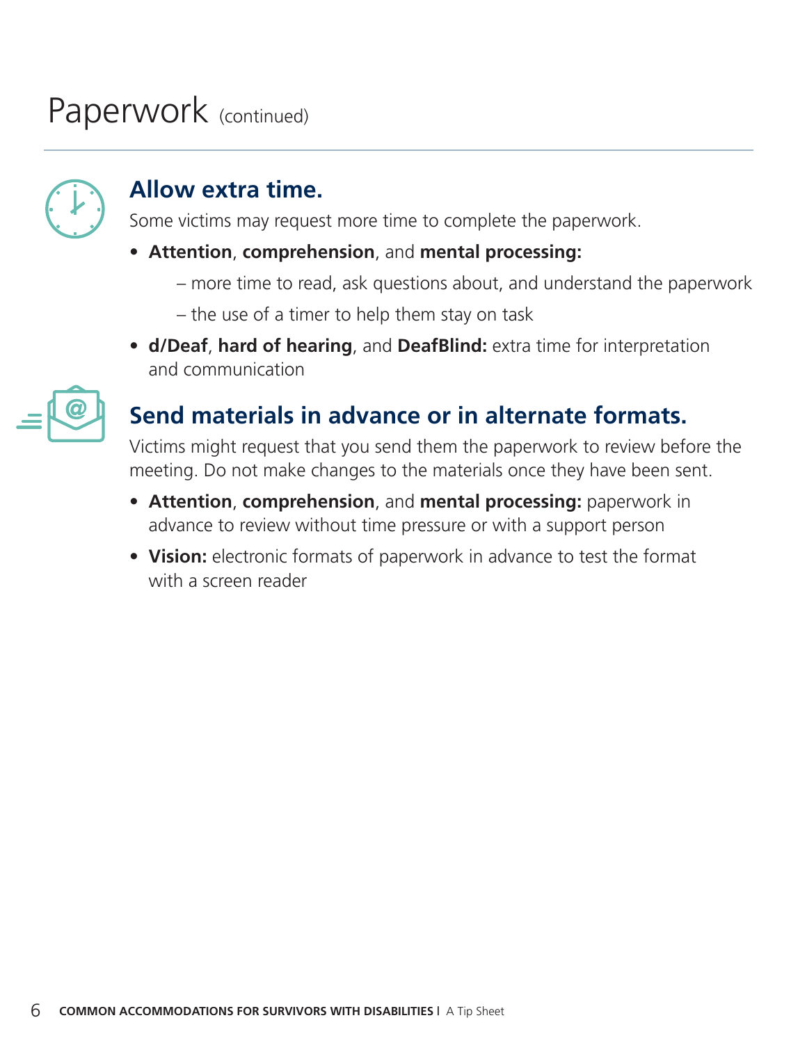# Paperwork (continued)

## Allow extra time.

Some victims may request more time to complete the paperwork.

- **Attention**, **comprehension**, and **mental processing:**
  - more time to read, ask questions about, and understand the paperwork
  - the use of a timer to help them stay on task
- **d/Deaf**, **hard of hearing**, and **DeafBlind:** extra time for interpretation and communication

## Send materials in advance or in alternate formats.

Victims might request that you send them the paperwork to review before the meeting. Do not make changes to the materials once they have been sent.

- **Attention**, **comprehension**, and **mental processing:** paperwork in advance to review without time pressure or with a support person
- **Vision:** electronic formats of paperwork in advance to test the format with a screen reader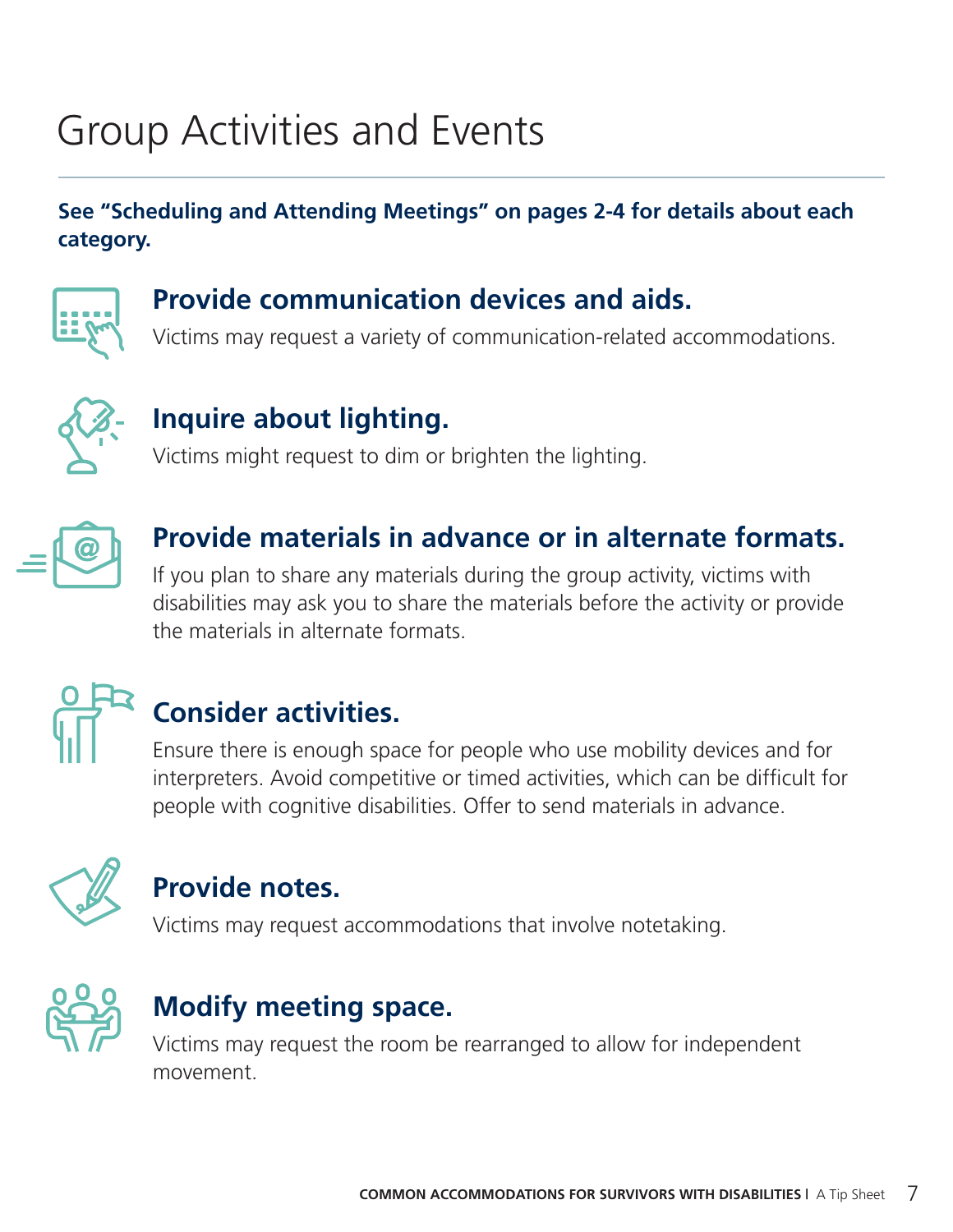# Group Activities and Events

**See "Scheduling and Attending Meetings" on pages 2-4 for details about each category.**

## Provide communication devices and aids.

Victims may request a variety of communication-related accommodations.

## Inquire about lighting.

Victims might request to dim or brighten the lighting.

## Provide materials in advance or in alternate formats.

If you plan to share any materials during the group activity, victims with disabilities may ask you to share the materials before the activity or provide the materials in alternate formats.

## Consider activities.

Ensure there is enough space for people who use mobility devices and for interpreters. Avoid competitive or timed activities, which can be difficult for people with cognitive disabilities. Offer to send materials in advance.

## Provide notes.

Victims may request accommodations that involve notetaking.

## Modify meeting space.

Victims may request the room be rearranged to allow for independent movement.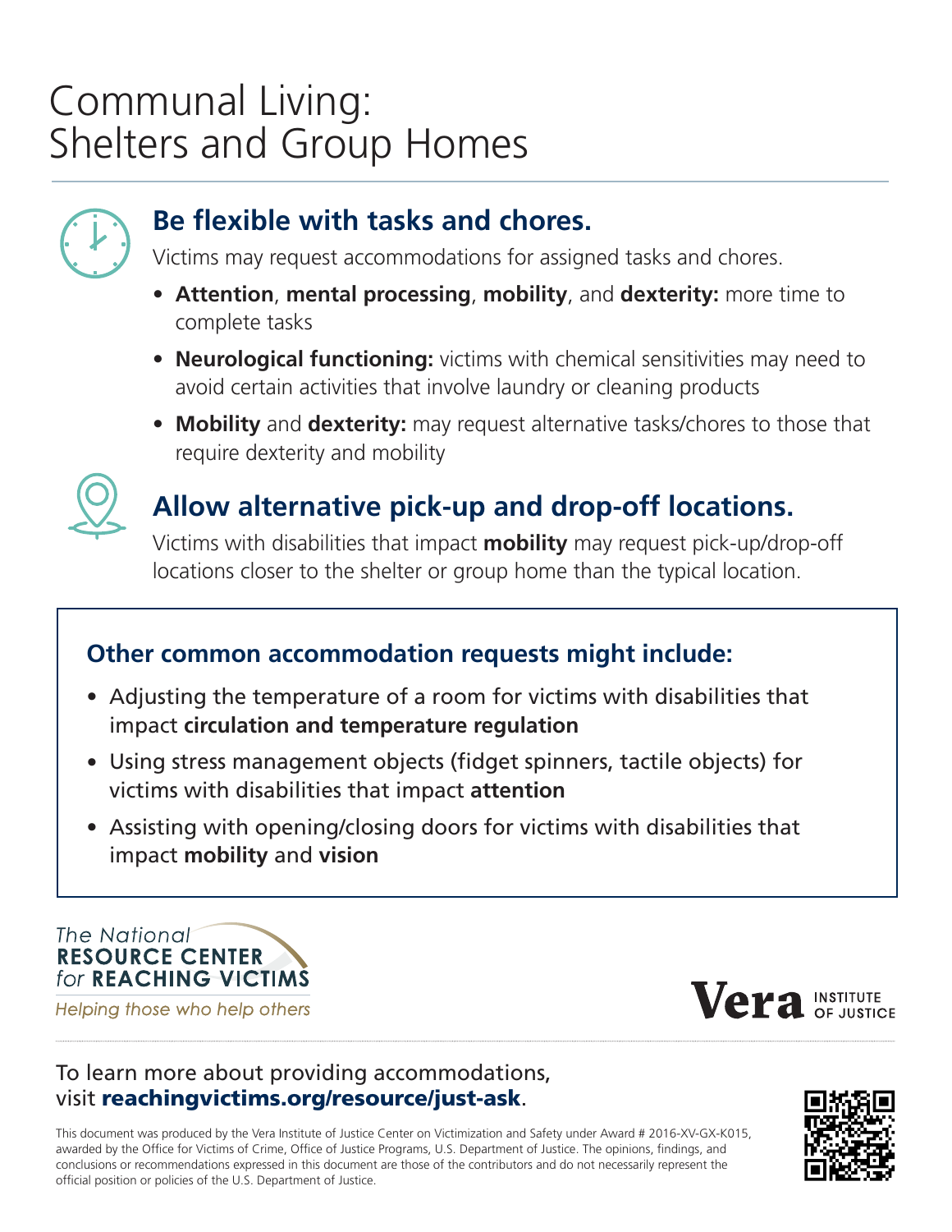# Communal Living: Shelters and Group Homes

## Be flexible with tasks and chores.

Victims may request accommodations for assigned tasks and chores.

- **Attention**, **mental processing**, **mobility**, and **dexterity:** more time to complete tasks
- **Neurological functioning:** victims with chemical sensitivities may need to avoid certain activities that involve laundry or cleaning products
- **Mobility** and **dexterity:** may request alternative tasks/chores to those that require dexterity and mobility

## Allow alternative pick-up and drop-off locations.

Victims with disabilities that impact **mobility** may request pick-up/drop-off locations closer to the shelter or group home than the typical location.

### Other common accommodation requests might include:

- Adjusting the temperature of a room for victims with disabilities that impact **circulation and temperature regulation**
- Using stress management objects (fidget spinners, tactile objects) for victims with disabilities that impact **attention**
- Assisting with opening/closing doors for victims with disabilities that impact **mobility** and **vision**

*The National* **RESOURCE CENTER** *for* **REACHING VICTIMS**

*Helping those who help others*

**Vera** INSTITUTE OF JUSTICE

To learn more about providing accommodations, visit **reachingvictims.org/resource/just-ask**.

This document was produced by the Vera Institute of Justice Center on Victimization and Safety under Award # 2016-XV-GX-K015, awarded by the Office for Victims of Crime, Office of Justice Programs, U.S. Department of Justice. The opinions, findings, and conclusions or recommendations expressed in this document are those of the contributors and do not necessarily represent the official position or policies of the U.S. Department of Justice.